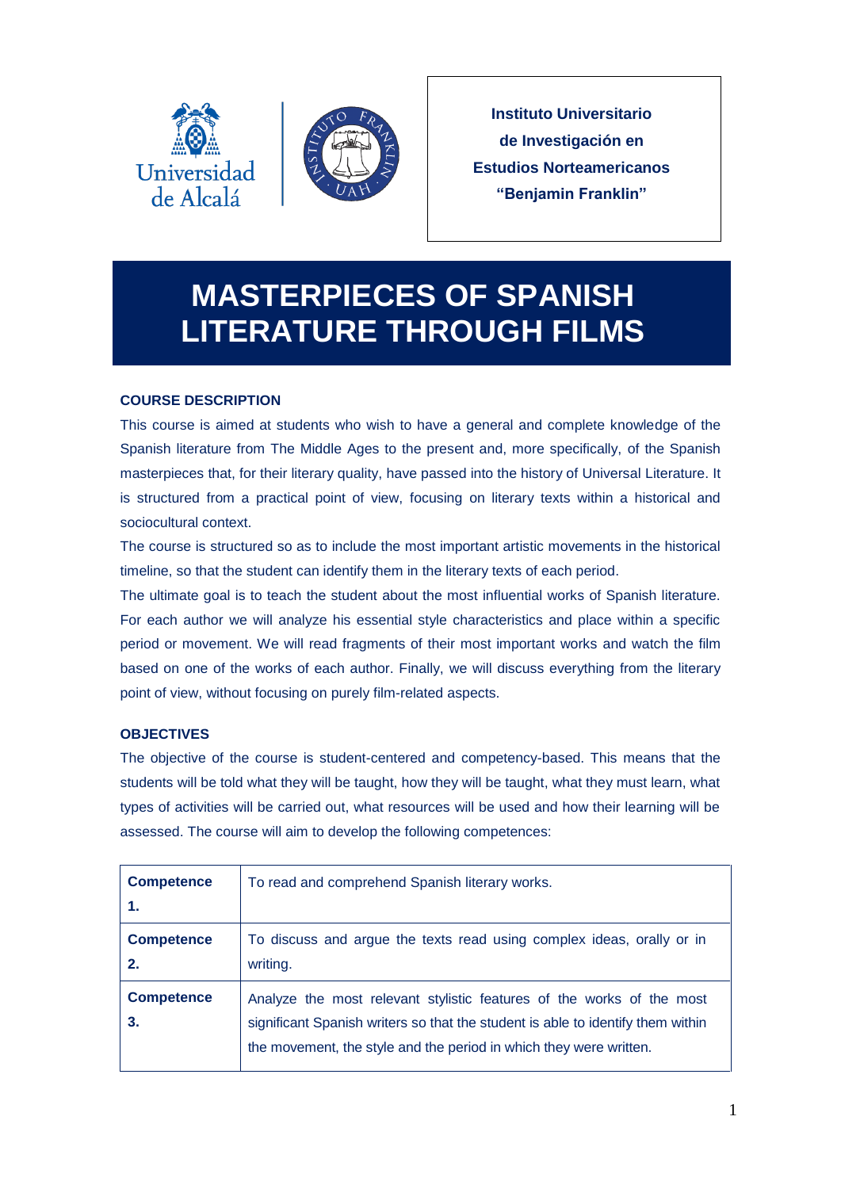Universidad de Alcalá

**Instituto Universitario de Investigación en Estudios Norteamericanos “Benjamin Franklin”**

# MASTERPIECES OF SPANISH LITERATURE THROUGH FILMS

## COURSE DESCRIPTION

This course is aimed at students who wish to have a general and complete knowledge of the Spanish literature from The Middle Ages to the present and, more specifically, of the Spanish masterpieces that, for their literary quality, have passed into the history of Universal Literature. It is structured from a practical point of view, focusing on literary texts within a historical and sociocultural context.

The course is structured so as to include the most important artistic movements in the historical timeline, so that the student can identify them in the literary texts of each period.

The ultimate goal is to teach the student about the most influential works of Spanish literature. For each author we will analyze his essential style characteristics and place within a specific period or movement. We will read fragments of their most important works and watch the film based on one of the works of each author. Finally, we will discuss everything from the literary point of view, without focusing on purely film-related aspects.

## OBJECTIVES

The objective of the course is student-centered and competency-based. This means that the students will be told what they will be taught, how they will be taught, what they must learn, what types of activities will be carried out, what resources will be used and how their learning will be assessed. The course will aim to develop the following competences:

| | |
|---|---|
| **Competence 1.** | To read and comprehend Spanish literary works. |
| **Competence 2.** | To discuss and argue the texts read using complex ideas, orally or in writing. |
| **Competence 3.** | Analyze the most relevant stylistic features of the works of the most significant Spanish writers so that the student is able to identify them within the movement, the style and the period in which they were written. |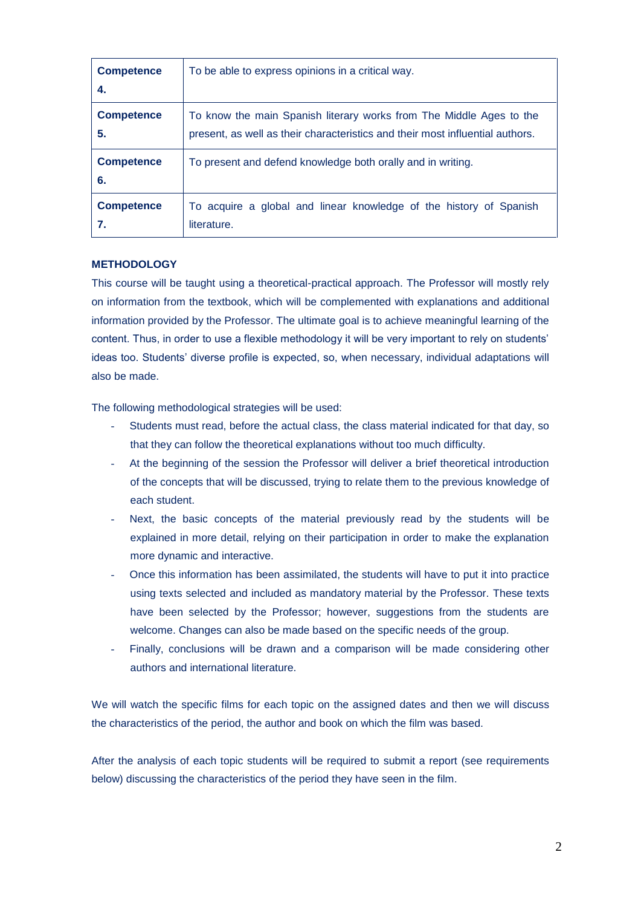| | |
|---|---|
| **Competence 4.** | To be able to express opinions in a critical way. |
| **Competence 5.** | To know the main Spanish literary works from The Middle Ages to the present, as well as their characteristics and their most influential authors. |
| **Competence 6.** | To present and defend knowledge both orally and in writing. |
| **Competence 7.** | To acquire a global and linear knowledge of the history of Spanish literature. |

**METHODOLOGY**

This course will be taught using a theoretical-practical approach. The Professor will mostly rely on information from the textbook, which will be complemented with explanations and additional information provided by the Professor. The ultimate goal is to achieve meaningful learning of the content. Thus, in order to use a flexible methodology it will be very important to rely on students' ideas too. Students' diverse profile is expected, so, when necessary, individual adaptations will also be made.

The following methodological strategies will be used:

- Students must read, before the actual class, the class material indicated for that day, so that they can follow the theoretical explanations without too much difficulty.
- At the beginning of the session the Professor will deliver a brief theoretical introduction of the concepts that will be discussed, trying to relate them to the previous knowledge of each student.
- Next, the basic concepts of the material previously read by the students will be explained in more detail, relying on their participation in order to make the explanation more dynamic and interactive.
- Once this information has been assimilated, the students will have to put it into practice using texts selected and included as mandatory material by the Professor. These texts have been selected by the Professor; however, suggestions from the students are welcome. Changes can also be made based on the specific needs of the group.
- Finally, conclusions will be drawn and a comparison will be made considering other authors and international literature.

We will watch the specific films for each topic on the assigned dates and then we will discuss the characteristics of the period, the author and book on which the film was based.

After the analysis of each topic students will be required to submit a report (see requirements below) discussing the characteristics of the period they have seen in the film.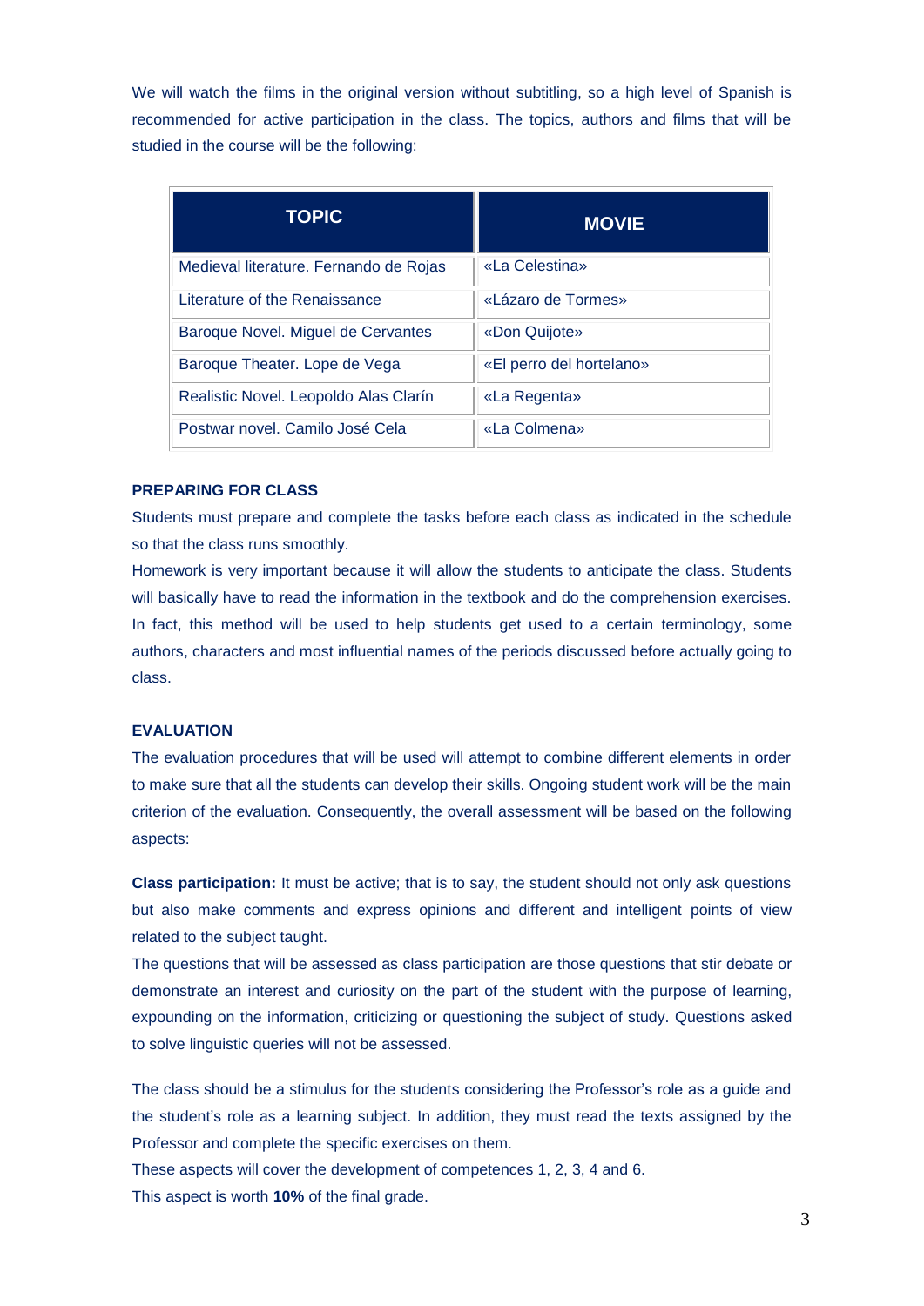We will watch the films in the original version without subtitling, so a high level of Spanish is recommended for active participation in the class. The topics, authors and films that will be studied in the course will be the following:

| TOPIC | MOVIE |
| --- | --- |
| Medieval literature. Fernando de Rojas | «La Celestina» |
| Literature of the Renaissance | «Lázaro de Tormes» |
| Baroque Novel. Miguel de Cervantes | «Don Quijote» |
| Baroque Theater. Lope de Vega | «El perro del hortelano» |
| Realistic Novel. Leopoldo Alas Clarín | «La Regenta» |
| Postwar novel. Camilo José Cela | «La Colmena» |

### PREPARING FOR CLASS

Students must prepare and complete the tasks before each class as indicated in the schedule so that the class runs smoothly.

Homework is very important because it will allow the students to anticipate the class. Students will basically have to read the information in the textbook and do the comprehension exercises. In fact, this method will be used to help students get used to a certain terminology, some authors, characters and most influential names of the periods discussed before actually going to class.

### EVALUATION

The evaluation procedures that will be used will attempt to combine different elements in order to make sure that all the students can develop their skills. Ongoing student work will be the main criterion of the evaluation. Consequently, the overall assessment will be based on the following aspects:

**Class participation:** It must be active; that is to say, the student should not only ask questions but also make comments and express opinions and different and intelligent points of view related to the subject taught.

The questions that will be assessed as class participation are those questions that stir debate or demonstrate an interest and curiosity on the part of the student with the purpose of learning, expounding on the information, criticizing or questioning the subject of study. Questions asked to solve linguistic queries will not be assessed.

The class should be a stimulus for the students considering the Professor's role as a guide and the student's role as a learning subject. In addition, they must read the texts assigned by the Professor and complete the specific exercises on them.

These aspects will cover the development of competences 1, 2, 3, 4 and 6.

This aspect is worth **10%** of the final grade.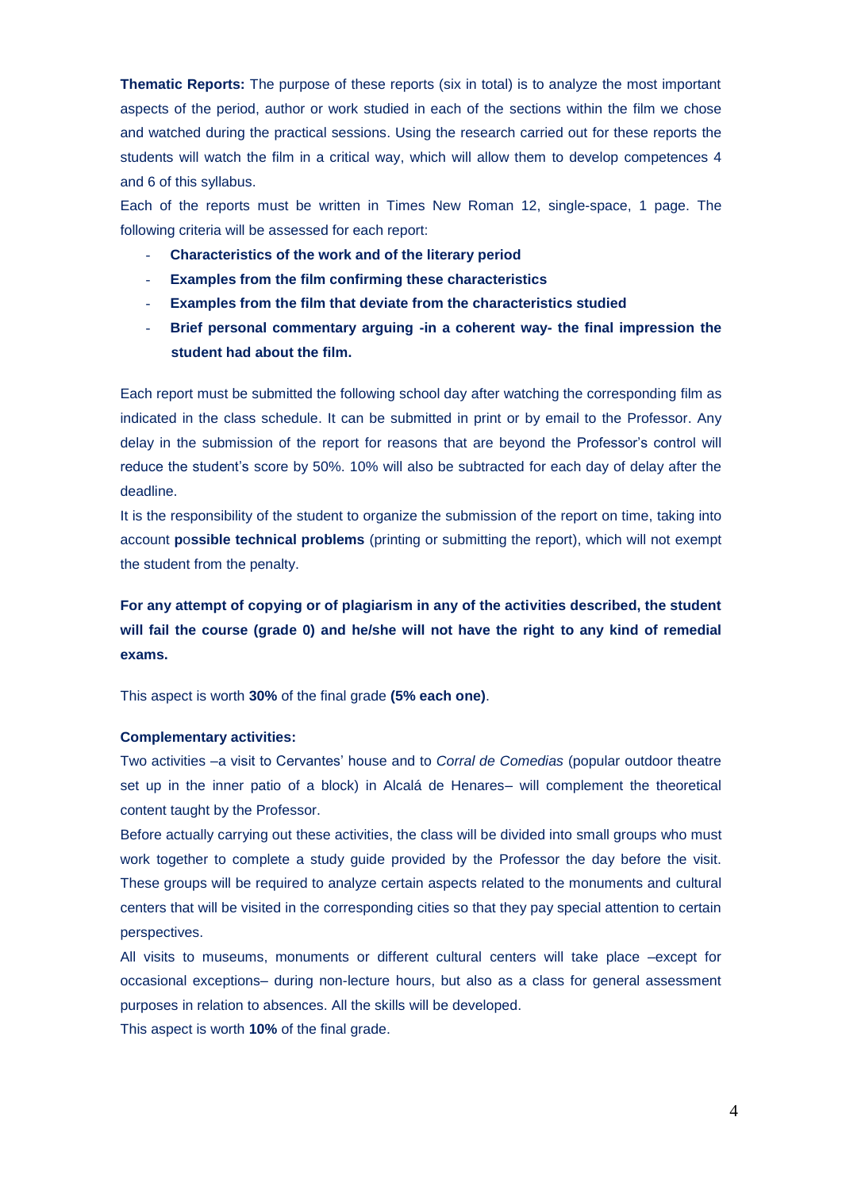**Thematic Reports:** The purpose of these reports (six in total) is to analyze the most important aspects of the period, author or work studied in each of the sections within the film we chose and watched during the practical sessions. Using the research carried out for these reports the students will watch the film in a critical way, which will allow them to develop competences 4 and 6 of this syllabus.

Each of the reports must be written in Times New Roman 12, single-space, 1 page. The following criteria will be assessed for each report:

- **Characteristics of the work and of the literary period**
- **Examples from the film confirming these characteristics**
- **Examples from the film that deviate from the characteristics studied**
- **Brief personal commentary arguing -in a coherent way- the final impression the student had about the film.**

Each report must be submitted the following school day after watching the corresponding film as indicated in the class schedule. It can be submitted in print or by email to the Professor. Any delay in the submission of the report for reasons that are beyond the Professor's control will reduce the student's score by 50%. 10% will also be subtracted for each day of delay after the deadline.

It is the responsibility of the student to organize the submission of the report on time, taking into account **possible technical problems** (printing or submitting the report), which will not exempt the student from the penalty.

**For any attempt of copying or of plagiarism in any of the activities described, the student will fail the course (grade 0) and he/she will not have the right to any kind of remedial exams.**

This aspect is worth **30%** of the final grade **(5% each one)**.

**Complementary activities:**

Two activities –a visit to Cervantes' house and to *Corral de Comedias* (popular outdoor theatre set up in the inner patio of a block) in Alcalá de Henares– will complement the theoretical content taught by the Professor.

Before actually carrying out these activities, the class will be divided into small groups who must work together to complete a study guide provided by the Professor the day before the visit. These groups will be required to analyze certain aspects related to the monuments and cultural centers that will be visited in the corresponding cities so that they pay special attention to certain perspectives.

All visits to museums, monuments or different cultural centers will take place –except for occasional exceptions– during non-lecture hours, but also as a class for general assessment purposes in relation to absences. All the skills will be developed.

This aspect is worth **10%** of the final grade.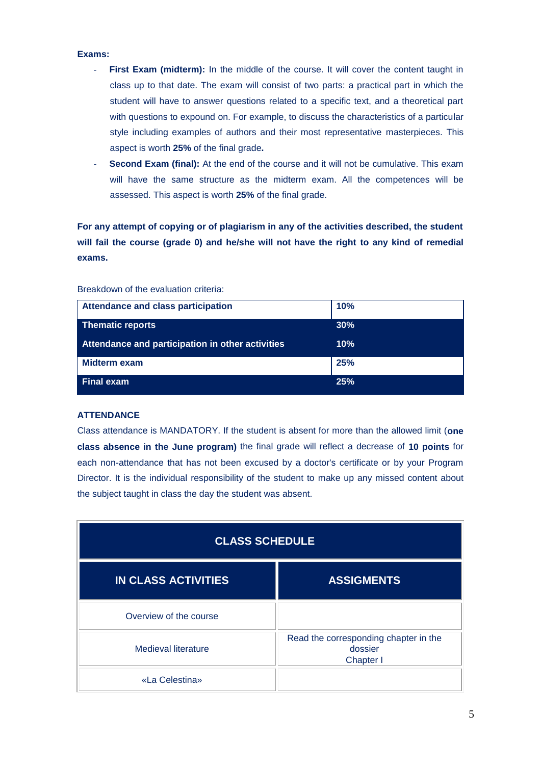**Exams:**

- **First Exam (midterm):** In the middle of the course. It will cover the content taught in class up to that date. The exam will consist of two parts: a practical part in which the student will have to answer questions related to a specific text, and a theoretical part with questions to expound on. For example, to discuss the characteristics of a particular style including examples of authors and their most representative masterpieces. This aspect is worth **25%** of the final grade**.**
- **Second Exam (final):** At the end of the course and it will not be cumulative. This exam will have the same structure as the midterm exam. All the competences will be assessed. This aspect is worth **25%** of the final grade.

**For any attempt of copying or of plagiarism in any of the activities described, the student will fail the course (grade 0) and he/she will not have the right to any kind of remedial exams.**

Breakdown of the evaluation criteria:

| Criterion | Weight |
|---|---|
| **Attendance and class participation** | **10%** |
| **Thematic reports** | **30%** |
| **Attendance and participation in other activities** | **10%** |
| **Midterm exam** | **25%** |
| **Final exam** | **25%** |

**ATTENDANCE**

Class attendance is MANDATORY. If the student is absent for more than the allowed limit (**one class absence in the June program)** the final grade will reflect a decrease of **10 points** for each non-attendance that has not been excused by a doctor's certificate or by your Program Director. It is the individual responsibility of the student to make up any missed content about the subject taught in class the day the student was absent.

| **CLASS SCHEDULE** | |
|---|---|
| **IN CLASS ACTIVITIES** | **ASSIGMENTS** |
| Overview of the course | |
| Medieval literature | Read the corresponding chapter in the dossier<br>Chapter I |
| «La Celestina» | |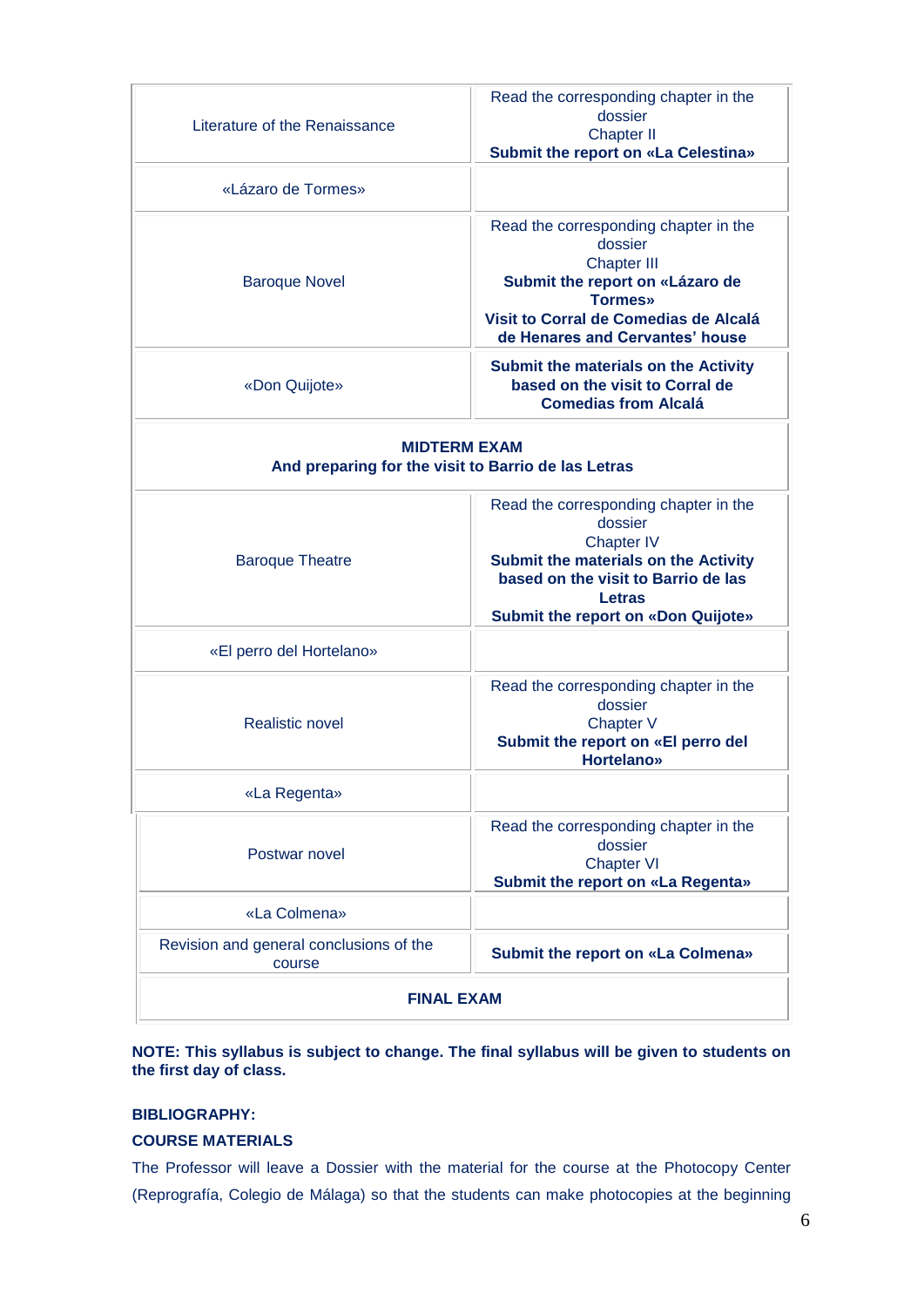| | |
|---|---|
| Literature of the Renaissance | Read the corresponding chapter in the dossier<br>Chapter II<br>**Submit the report on «La Celestina»** |
| «Lázaro de Tormes» | |
| Baroque Novel | Read the corresponding chapter in the dossier<br>Chapter III<br>**Submit the report on «Lázaro de Tormes»**<br>**Visit to Corral de Comedias de Alcalá de Henares and Cervantes' house** |
| «Don Quijote» | **Submit the materials on the Activity based on the visit to Corral de Comedias from Alcalá** |
| **MIDTERM EXAM**<br>**And preparing for the visit to Barrio de las Letras** | |
| Baroque Theatre | Read the corresponding chapter in the dossier<br>Chapter IV<br>**Submit the materials on the Activity based on the visit to Barrio de las Letras**<br>**Submit the report on «Don Quijote»** |
| «El perro del Hortelano» | |
| Realistic novel | Read the corresponding chapter in the dossier<br>Chapter V<br>**Submit the report on «El perro del Hortelano»** |
| «La Regenta» | |
| Postwar novel | Read the corresponding chapter in the dossier<br>Chapter VI<br>**Submit the report on «La Regenta»** |
| «La Colmena» | |
| Revision and general conclusions of the course | **Submit the report on «La Colmena»** |
| **FINAL EXAM** | |

**NOTE: This syllabus is subject to change. The final syllabus will be given to students on the first day of class.**

**BIBLIOGRAPHY:**

**COURSE MATERIALS**

The Professor will leave a Dossier with the material for the course at the Photocopy Center (Reprografía, Colegio de Málaga) so that the students can make photocopies at the beginning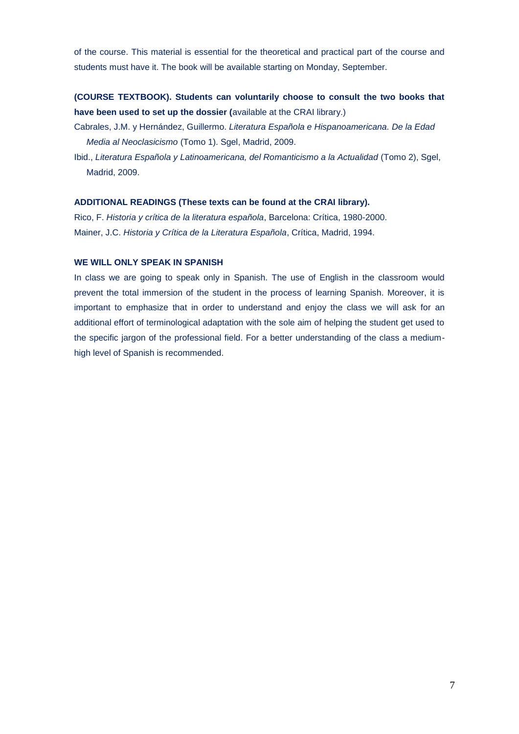of the course. This material is essential for the theoretical and practical part of the course and students must have it. The book will be available starting on Monday, September.

**(COURSE TEXTBOOK). Students can voluntarily choose to consult the two books that have been used to set up the dossier (**available at the CRAI library.)

Cabrales, J.M. y Hernández, Guillermo. *Literatura Española e Hispanoamericana. De la Edad Media al Neoclasicismo* (Tomo 1). Sgel, Madrid, 2009.

Ibid., *Literatura Española y Latinoamericana, del Romanticismo a la Actualidad* (Tomo 2), Sgel, Madrid, 2009.

**ADDITIONAL READINGS (These texts can be found at the CRAI library).**

Rico, F. *Historia y crítica de la literatura española*, Barcelona: Crítica, 1980-2000.

Mainer, J.C. *Historia y Crítica de la Literatura Española*, Crítica, Madrid, 1994.

**WE WILL ONLY SPEAK IN SPANISH**

In class we are going to speak only in Spanish. The use of English in the classroom would prevent the total immersion of the student in the process of learning Spanish. Moreover, it is important to emphasize that in order to understand and enjoy the class we will ask for an additional effort of terminological adaptation with the sole aim of helping the student get used to the specific jargon of the professional field. For a better understanding of the class a medium-high level of Spanish is recommended.